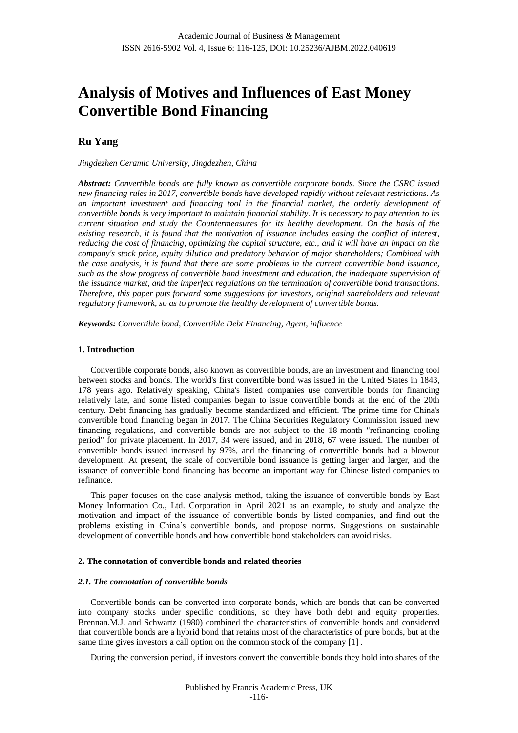# Analysis of Motives and Influences of East Money Convertible Bond Financing

**Ru Yang**

*Jingdezhen Ceramic University, Jingdezhen, China*

***Abstract:*** *Convertible bonds are fully known as convertible corporate bonds. Since the CSRC issued new financing rules in 2017, convertible bonds have developed rapidly without relevant restrictions. As an important investment and financing tool in the financial market, the orderly development of convertible bonds is very important to maintain financial stability. It is necessary to pay attention to its current situation and study the Countermeasures for its healthy development. On the basis of the existing research, it is found that the motivation of issuance includes easing the conflict of interest, reducing the cost of financing, optimizing the capital structure, etc., and it will have an impact on the company's stock price, equity dilution and predatory behavior of major shareholders; Combined with the case analysis, it is found that there are some problems in the current convertible bond issuance, such as the slow progress of convertible bond investment and education, the inadequate supervision of the issuance market, and the imperfect regulations on the termination of convertible bond transactions. Therefore, this paper puts forward some suggestions for investors, original shareholders and relevant regulatory framework, so as to promote the healthy development of convertible bonds.*

***Keywords:*** *Convertible bond, Convertible Debt Financing, Agent, influence*

## 1. Introduction

Convertible corporate bonds, also known as convertible bonds, are an investment and financing tool between stocks and bonds. The world's first convertible bond was issued in the United States in 1843, 178 years ago. Relatively speaking, China's listed companies use convertible bonds for financing relatively late, and some listed companies began to issue convertible bonds at the end of the 20th century. Debt financing has gradually become standardized and efficient. The prime time for China's convertible bond financing began in 2017. The China Securities Regulatory Commission issued new financing regulations, and convertible bonds are not subject to the 18-month "refinancing cooling period" for private placement. In 2017, 34 were issued, and in 2018, 67 were issued. The number of convertible bonds issued increased by 97%, and the financing of convertible bonds had a blowout development. At present, the scale of convertible bond issuance is getting larger and larger, and the issuance of convertible bond financing has become an important way for Chinese listed companies to refinance.

This paper focuses on the case analysis method, taking the issuance of convertible bonds by East Money Information Co., Ltd. Corporation in April 2021 as an example, to study and analyze the motivation and impact of the issuance of convertible bonds by listed companies, and find out the problems existing in China's convertible bonds, and propose norms. Suggestions on sustainable development of convertible bonds and how convertible bond stakeholders can avoid risks.

## 2. The connotation of convertible bonds and related theories

### *2.1. The connotation of convertible bonds*

Convertible bonds can be converted into corporate bonds, which are bonds that can be converted into company stocks under specific conditions, so they have both debt and equity properties. Brennan.M.J. and Schwartz (1980) combined the characteristics of convertible bonds and considered that convertible bonds are a hybrid bond that retains most of the characteristics of pure bonds, but at the same time gives investors a call option on the common stock of the company [1] .

During the conversion period, if investors convert the convertible bonds they hold into shares of the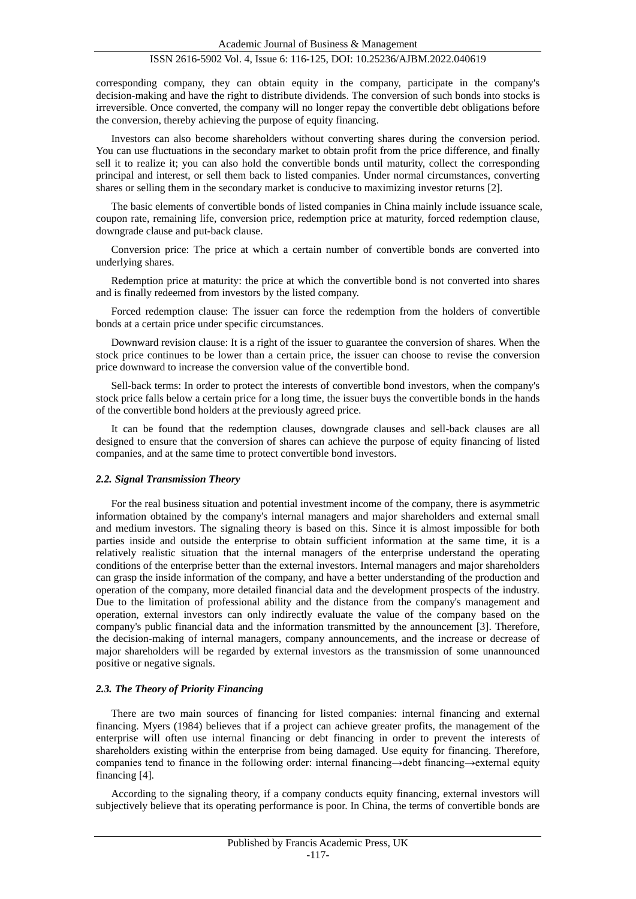corresponding company, they can obtain equity in the company, participate in the company's decision-making and have the right to distribute dividends. The conversion of such bonds into stocks is irreversible. Once converted, the company will no longer repay the convertible debt obligations before the conversion, thereby achieving the purpose of equity financing.

Investors can also become shareholders without converting shares during the conversion period. You can use fluctuations in the secondary market to obtain profit from the price difference, and finally sell it to realize it; you can also hold the convertible bonds until maturity, collect the corresponding principal and interest, or sell them back to listed companies. Under normal circumstances, converting shares or selling them in the secondary market is conducive to maximizing investor returns [2].

The basic elements of convertible bonds of listed companies in China mainly include issuance scale, coupon rate, remaining life, conversion price, redemption price at maturity, forced redemption clause, downgrade clause and put-back clause.

Conversion price: The price at which a certain number of convertible bonds are converted into underlying shares.

Redemption price at maturity: the price at which the convertible bond is not converted into shares and is finally redeemed from investors by the listed company.

Forced redemption clause: The issuer can force the redemption from the holders of convertible bonds at a certain price under specific circumstances.

Downward revision clause: It is a right of the issuer to guarantee the conversion of shares. When the stock price continues to be lower than a certain price, the issuer can choose to revise the conversion price downward to increase the conversion value of the convertible bond.

Sell-back terms: In order to protect the interests of convertible bond investors, when the company's stock price falls below a certain price for a long time, the issuer buys the convertible bonds in the hands of the convertible bond holders at the previously agreed price.

It can be found that the redemption clauses, downgrade clauses and sell-back clauses are all designed to ensure that the conversion of shares can achieve the purpose of equity financing of listed companies, and at the same time to protect convertible bond investors.

### *2.2. Signal Transmission Theory*

For the real business situation and potential investment income of the company, there is asymmetric information obtained by the company's internal managers and major shareholders and external small and medium investors. The signaling theory is based on this. Since it is almost impossible for both parties inside and outside the enterprise to obtain sufficient information at the same time, it is a relatively realistic situation that the internal managers of the enterprise understand the operating conditions of the enterprise better than the external investors. Internal managers and major shareholders can grasp the inside information of the company, and have a better understanding of the production and operation of the company, more detailed financial data and the development prospects of the industry. Due to the limitation of professional ability and the distance from the company's management and operation, external investors can only indirectly evaluate the value of the company based on the company's public financial data and the information transmitted by the announcement [3]. Therefore, the decision-making of internal managers, company announcements, and the increase or decrease of major shareholders will be regarded by external investors as the transmission of some unannounced positive or negative signals.

### *2.3. The Theory of Priority Financing*

There are two main sources of financing for listed companies: internal financing and external financing. Myers (1984) believes that if a project can achieve greater profits, the management of the enterprise will often use internal financing or debt financing in order to prevent the interests of shareholders existing within the enterprise from being damaged. Use equity for financing. Therefore, companies tend to finance in the following order: internal financing→debt financing→external equity financing [4].

According to the signaling theory, if a company conducts equity financing, external investors will subjectively believe that its operating performance is poor. In China, the terms of convertible bonds are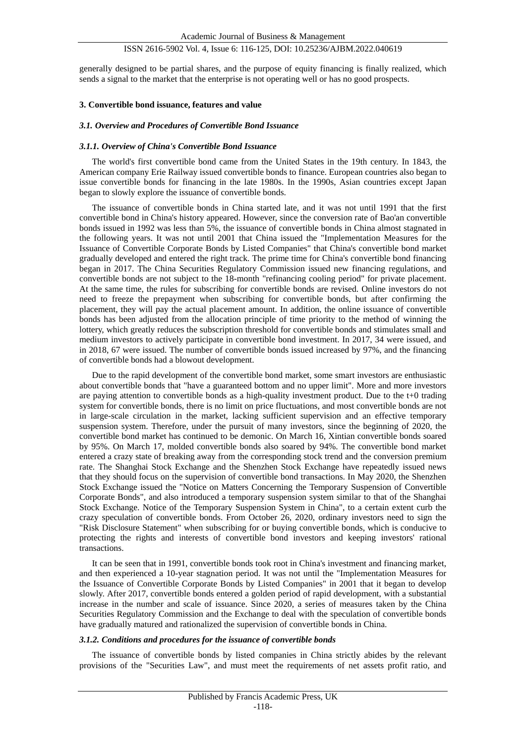generally designed to be partial shares, and the purpose of equity financing is finally realized, which sends a signal to the market that the enterprise is not operating well or has no good prospects.

## 3. Convertible bond issuance, features and value

### *3.1. Overview and Procedures of Convertible Bond Issuance*

#### *3.1.1. Overview of China's Convertible Bond Issuance*

The world's first convertible bond came from the United States in the 19th century. In 1843, the American company Erie Railway issued convertible bonds to finance. European countries also began to issue convertible bonds for financing in the late 1980s. In the 1990s, Asian countries except Japan began to slowly explore the issuance of convertible bonds.

The issuance of convertible bonds in China started late, and it was not until 1991 that the first convertible bond in China's history appeared. However, since the conversion rate of Bao'an convertible bonds issued in 1992 was less than 5%, the issuance of convertible bonds in China almost stagnated in the following years. It was not until 2001 that China issued the "Implementation Measures for the Issuance of Convertible Corporate Bonds by Listed Companies" that China's convertible bond market gradually developed and entered the right track. The prime time for China's convertible bond financing began in 2017. The China Securities Regulatory Commission issued new financing regulations, and convertible bonds are not subject to the 18-month "refinancing cooling period" for private placement. At the same time, the rules for subscribing for convertible bonds are revised. Online investors do not need to freeze the prepayment when subscribing for convertible bonds, but after confirming the placement, they will pay the actual placement amount. In addition, the online issuance of convertible bonds has been adjusted from the allocation principle of time priority to the method of winning the lottery, which greatly reduces the subscription threshold for convertible bonds and stimulates small and medium investors to actively participate in convertible bond investment. In 2017, 34 were issued, and in 2018, 67 were issued. The number of convertible bonds issued increased by 97%, and the financing of convertible bonds had a blowout development.

Due to the rapid development of the convertible bond market, some smart investors are enthusiastic about convertible bonds that "have a guaranteed bottom and no upper limit". More and more investors are paying attention to convertible bonds as a high-quality investment product. Due to the t+0 trading system for convertible bonds, there is no limit on price fluctuations, and most convertible bonds are not in large-scale circulation in the market, lacking sufficient supervision and an effective temporary suspension system. Therefore, under the pursuit of many investors, since the beginning of 2020, the convertible bond market has continued to be demonic. On March 16, Xintian convertible bonds soared by 95%. On March 17, molded convertible bonds also soared by 94%. The convertible bond market entered a crazy state of breaking away from the corresponding stock trend and the conversion premium rate. The Shanghai Stock Exchange and the Shenzhen Stock Exchange have repeatedly issued news that they should focus on the supervision of convertible bond transactions. In May 2020, the Shenzhen Stock Exchange issued the "Notice on Matters Concerning the Temporary Suspension of Convertible Corporate Bonds", and also introduced a temporary suspension system similar to that of the Shanghai Stock Exchange. Notice of the Temporary Suspension System in China", to a certain extent curb the crazy speculation of convertible bonds. From October 26, 2020, ordinary investors need to sign the "Risk Disclosure Statement" when subscribing for or buying convertible bonds, which is conducive to protecting the rights and interests of convertible bond investors and keeping investors' rational transactions.

It can be seen that in 1991, convertible bonds took root in China's investment and financing market, and then experienced a 10-year stagnation period. It was not until the "Implementation Measures for the Issuance of Convertible Corporate Bonds by Listed Companies" in 2001 that it began to develop slowly. After 2017, convertible bonds entered a golden period of rapid development, with a substantial increase in the number and scale of issuance. Since 2020, a series of measures taken by the China Securities Regulatory Commission and the Exchange to deal with the speculation of convertible bonds have gradually matured and rationalized the supervision of convertible bonds in China.

#### *3.1.2. Conditions and procedures for the issuance of convertible bonds*

The issuance of convertible bonds by listed companies in China strictly abides by the relevant provisions of the "Securities Law", and must meet the requirements of net assets profit ratio, and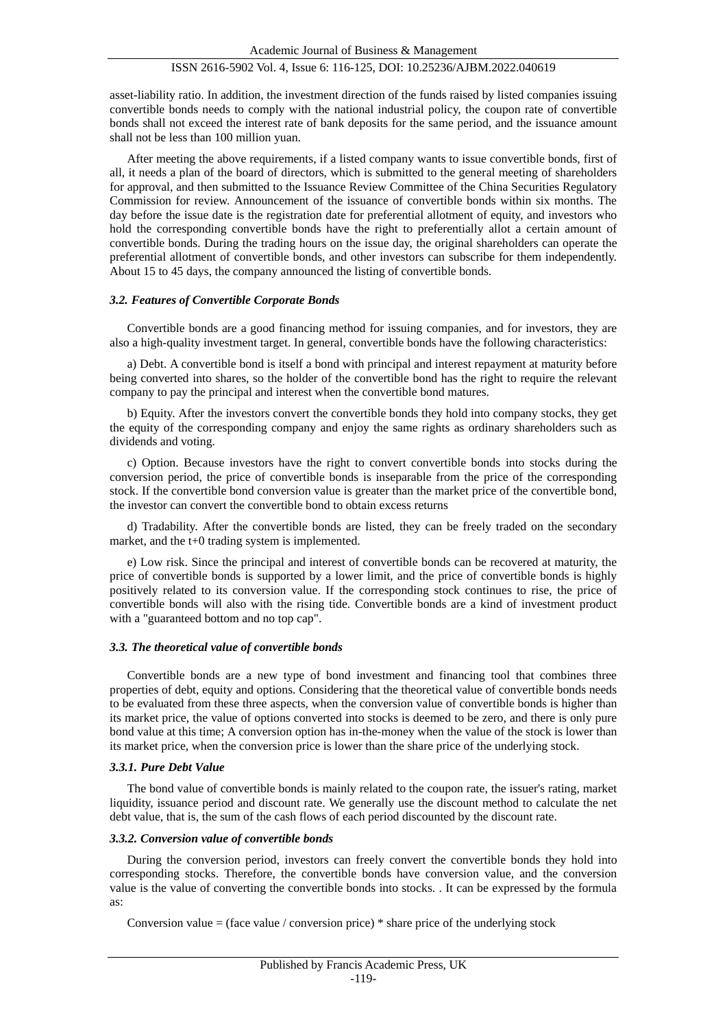asset-liability ratio. In addition, the investment direction of the funds raised by listed companies issuing convertible bonds needs to comply with the national industrial policy, the coupon rate of convertible bonds shall not exceed the interest rate of bank deposits for the same period, and the issuance amount shall not be less than 100 million yuan.

After meeting the above requirements, if a listed company wants to issue convertible bonds, first of all, it needs a plan of the board of directors, which is submitted to the general meeting of shareholders for approval, and then submitted to the Issuance Review Committee of the China Securities Regulatory Commission for review. Announcement of the issuance of convertible bonds within six months. The day before the issue date is the registration date for preferential allotment of equity, and investors who hold the corresponding convertible bonds have the right to preferentially allot a certain amount of convertible bonds. During the trading hours on the issue day, the original shareholders can operate the preferential allotment of convertible bonds, and other investors can subscribe for them independently. About 15 to 45 days, the company announced the listing of convertible bonds.

### *3.2. Features of Convertible Corporate Bonds*

Convertible bonds are a good financing method for issuing companies, and for investors, they are also a high-quality investment target. In general, convertible bonds have the following characteristics:

a) Debt. A convertible bond is itself a bond with principal and interest repayment at maturity before being converted into shares, so the holder of the convertible bond has the right to require the relevant company to pay the principal and interest when the convertible bond matures.

b) Equity. After the investors convert the convertible bonds they hold into company stocks, they get the equity of the corresponding company and enjoy the same rights as ordinary shareholders such as dividends and voting.

c) Option. Because investors have the right to convert convertible bonds into stocks during the conversion period, the price of convertible bonds is inseparable from the price of the corresponding stock. If the convertible bond conversion value is greater than the market price of the convertible bond, the investor can convert the convertible bond to obtain excess returns

d) Tradability. After the convertible bonds are listed, they can be freely traded on the secondary market, and the t+0 trading system is implemented.

e) Low risk. Since the principal and interest of convertible bonds can be recovered at maturity, the price of convertible bonds is supported by a lower limit, and the price of convertible bonds is highly positively related to its conversion value. If the corresponding stock continues to rise, the price of convertible bonds will also with the rising tide. Convertible bonds are a kind of investment product with a "guaranteed bottom and no top cap".

### *3.3. The theoretical value of convertible bonds*

Convertible bonds are a new type of bond investment and financing tool that combines three properties of debt, equity and options. Considering that the theoretical value of convertible bonds needs to be evaluated from these three aspects, when the conversion value of convertible bonds is higher than its market price, the value of options converted into stocks is deemed to be zero, and there is only pure bond value at this time; A conversion option has in-the-money when the value of the stock is lower than its market price, when the conversion price is lower than the share price of the underlying stock.

#### *3.3.1. Pure Debt Value*

The bond value of convertible bonds is mainly related to the coupon rate, the issuer's rating, market liquidity, issuance period and discount rate. We generally use the discount method to calculate the net debt value, that is, the sum of the cash flows of each period discounted by the discount rate.

#### *3.3.2. Conversion value of convertible bonds*

During the conversion period, investors can freely convert the convertible bonds they hold into corresponding stocks. Therefore, the convertible bonds have conversion value, and the conversion value is the value of converting the convertible bonds into stocks. . It can be expressed by the formula as:

Conversion value = (face value / conversion price) * share price of the underlying stock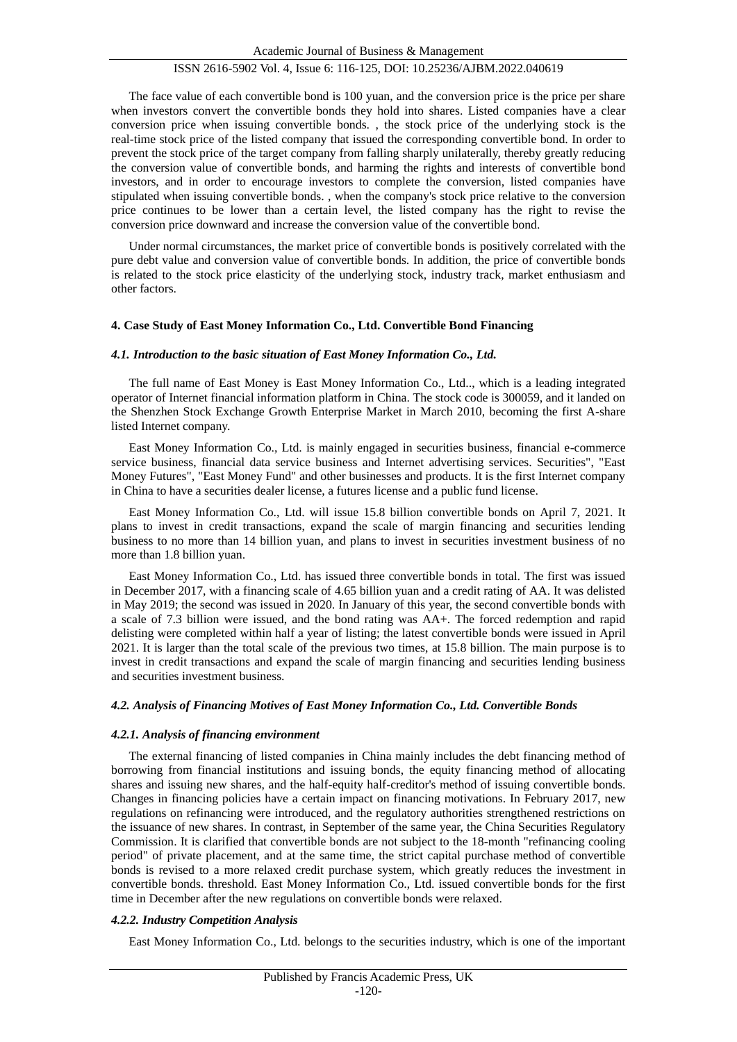The face value of each convertible bond is 100 yuan, and the conversion price is the price per share when investors convert the convertible bonds they hold into shares. Listed companies have a clear conversion price when issuing convertible bonds. , the stock price of the underlying stock is the real-time stock price of the listed company that issued the corresponding convertible bond. In order to prevent the stock price of the target company from falling sharply unilaterally, thereby greatly reducing the conversion value of convertible bonds, and harming the rights and interests of convertible bond investors, and in order to encourage investors to complete the conversion, listed companies have stipulated when issuing convertible bonds. , when the company's stock price relative to the conversion price continues to be lower than a certain level, the listed company has the right to revise the conversion price downward and increase the conversion value of the convertible bond.

Under normal circumstances, the market price of convertible bonds is positively correlated with the pure debt value and conversion value of convertible bonds. In addition, the price of convertible bonds is related to the stock price elasticity of the underlying stock, industry track, market enthusiasm and other factors.

## 4. Case Study of East Money Information Co., Ltd. Convertible Bond Financing

### *4.1. Introduction to the basic situation of East Money Information Co., Ltd.*

The full name of East Money is East Money Information Co., Ltd.., which is a leading integrated operator of Internet financial information platform in China. The stock code is 300059, and it landed on the Shenzhen Stock Exchange Growth Enterprise Market in March 2010, becoming the first A-share listed Internet company.

East Money Information Co., Ltd. is mainly engaged in securities business, financial e-commerce service business, financial data service business and Internet advertising services. Securities", "East Money Futures", "East Money Fund" and other businesses and products. It is the first Internet company in China to have a securities dealer license, a futures license and a public fund license.

East Money Information Co., Ltd. will issue 15.8 billion convertible bonds on April 7, 2021. It plans to invest in credit transactions, expand the scale of margin financing and securities lending business to no more than 14 billion yuan, and plans to invest in securities investment business of no more than 1.8 billion yuan.

East Money Information Co., Ltd. has issued three convertible bonds in total. The first was issued in December 2017, with a financing scale of 4.65 billion yuan and a credit rating of AA. It was delisted in May 2019; the second was issued in 2020. In January of this year, the second convertible bonds with a scale of 7.3 billion were issued, and the bond rating was AA+. The forced redemption and rapid delisting were completed within half a year of listing; the latest convertible bonds were issued in April 2021. It is larger than the total scale of the previous two times, at 15.8 billion. The main purpose is to invest in credit transactions and expand the scale of margin financing and securities lending business and securities investment business.

### *4.2. Analysis of Financing Motives of East Money Information Co., Ltd. Convertible Bonds*

#### *4.2.1. Analysis of financing environment*

The external financing of listed companies in China mainly includes the debt financing method of borrowing from financial institutions and issuing bonds, the equity financing method of allocating shares and issuing new shares, and the half-equity half-creditor's method of issuing convertible bonds. Changes in financing policies have a certain impact on financing motivations. In February 2017, new regulations on refinancing were introduced, and the regulatory authorities strengthened restrictions on the issuance of new shares. In contrast, in September of the same year, the China Securities Regulatory Commission. It is clarified that convertible bonds are not subject to the 18-month "refinancing cooling period" of private placement, and at the same time, the strict capital purchase method of convertible bonds is revised to a more relaxed credit purchase system, which greatly reduces the investment in convertible bonds. threshold. East Money Information Co., Ltd. issued convertible bonds for the first time in December after the new regulations on convertible bonds were relaxed.

#### *4.2.2. Industry Competition Analysis*

East Money Information Co., Ltd. belongs to the securities industry, which is one of the important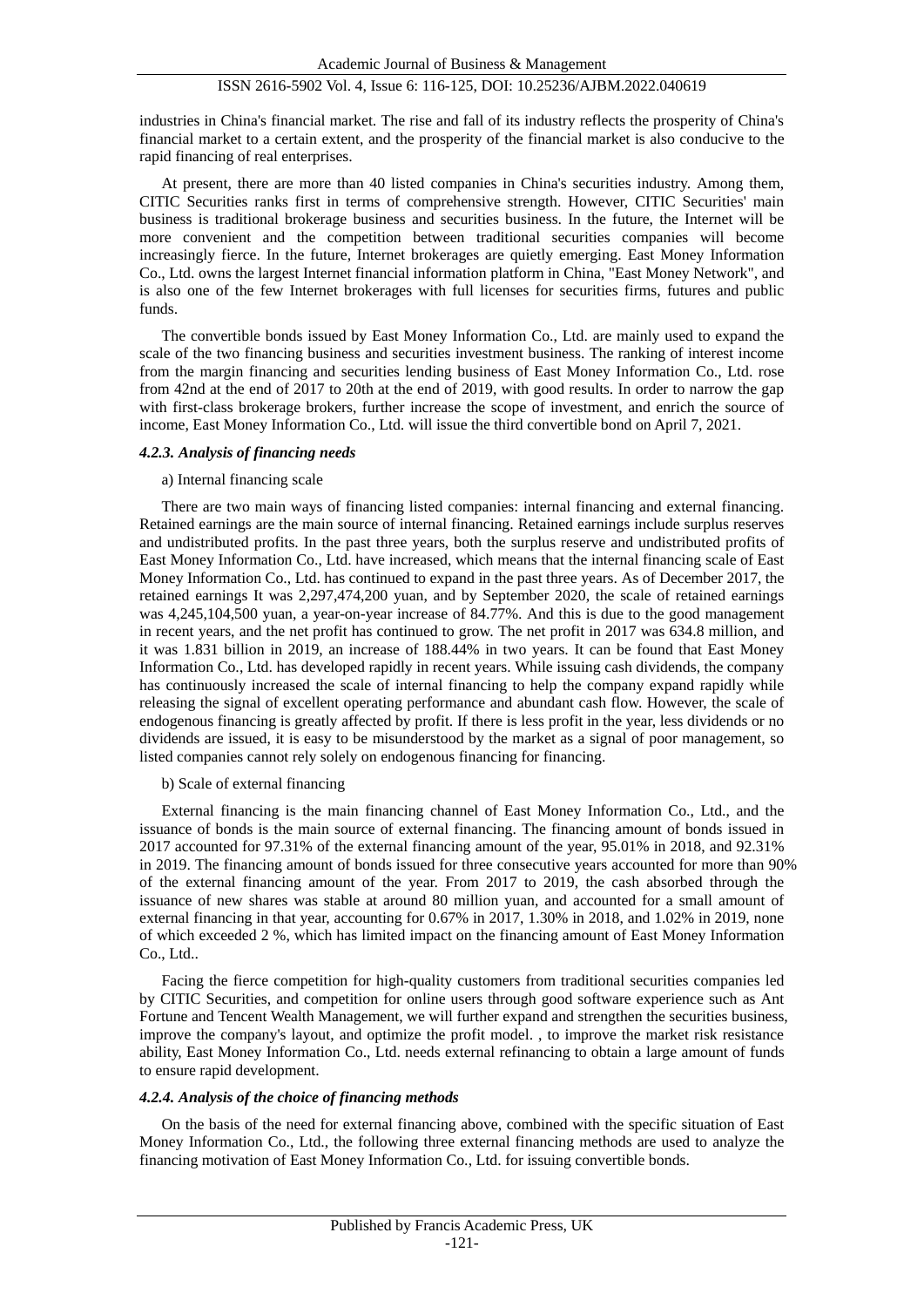industries in China's financial market. The rise and fall of its industry reflects the prosperity of China's financial market to a certain extent, and the prosperity of the financial market is also conducive to the rapid financing of real enterprises.

At present, there are more than 40 listed companies in China's securities industry. Among them, CITIC Securities ranks first in terms of comprehensive strength. However, CITIC Securities' main business is traditional brokerage business and securities business. In the future, the Internet will be more convenient and the competition between traditional securities companies will become increasingly fierce. In the future, Internet brokerages are quietly emerging. East Money Information Co., Ltd. owns the largest Internet financial information platform in China, "East Money Network", and is also one of the few Internet brokerages with full licenses for securities firms, futures and public funds.

The convertible bonds issued by East Money Information Co., Ltd. are mainly used to expand the scale of the two financing business and securities investment business. The ranking of interest income from the margin financing and securities lending business of East Money Information Co., Ltd. rose from 42nd at the end of 2017 to 20th at the end of 2019, with good results. In order to narrow the gap with first-class brokerage brokers, further increase the scope of investment, and enrich the source of income, East Money Information Co., Ltd. will issue the third convertible bond on April 7, 2021.

#### *4.2.3. Analysis of financing needs*

a) Internal financing scale

There are two main ways of financing listed companies: internal financing and external financing. Retained earnings are the main source of internal financing. Retained earnings include surplus reserves and undistributed profits. In the past three years, both the surplus reserve and undistributed profits of East Money Information Co., Ltd. have increased, which means that the internal financing scale of East Money Information Co., Ltd. has continued to expand in the past three years. As of December 2017, the retained earnings It was 2,297,474,200 yuan, and by September 2020, the scale of retained earnings was 4,245,104,500 yuan, a year-on-year increase of 84.77%. And this is due to the good management in recent years, and the net profit has continued to grow. The net profit in 2017 was 634.8 million, and it was 1.831 billion in 2019, an increase of 188.44% in two years. It can be found that East Money Information Co., Ltd. has developed rapidly in recent years. While issuing cash dividends, the company has continuously increased the scale of internal financing to help the company expand rapidly while releasing the signal of excellent operating performance and abundant cash flow. However, the scale of endogenous financing is greatly affected by profit. If there is less profit in the year, less dividends or no dividends are issued, it is easy to be misunderstood by the market as a signal of poor management, so listed companies cannot rely solely on endogenous financing for financing.

b) Scale of external financing

External financing is the main financing channel of East Money Information Co., Ltd., and the issuance of bonds is the main source of external financing. The financing amount of bonds issued in 2017 accounted for 97.31% of the external financing amount of the year, 95.01% in 2018, and 92.31% in 2019. The financing amount of bonds issued for three consecutive years accounted for more than 90% of the external financing amount of the year. From 2017 to 2019, the cash absorbed through the issuance of new shares was stable at around 80 million yuan, and accounted for a small amount of external financing in that year, accounting for 0.67% in 2017, 1.30% in 2018, and 1.02% in 2019, none of which exceeded 2 %, which has limited impact on the financing amount of East Money Information Co., Ltd..

Facing the fierce competition for high-quality customers from traditional securities companies led by CITIC Securities, and competition for online users through good software experience such as Ant Fortune and Tencent Wealth Management, we will further expand and strengthen the securities business, improve the company's layout, and optimize the profit model. , to improve the market risk resistance ability, East Money Information Co., Ltd. needs external refinancing to obtain a large amount of funds to ensure rapid development.

#### *4.2.4. Analysis of the choice of financing methods*

On the basis of the need for external financing above, combined with the specific situation of East Money Information Co., Ltd., the following three external financing methods are used to analyze the financing motivation of East Money Information Co., Ltd. for issuing convertible bonds.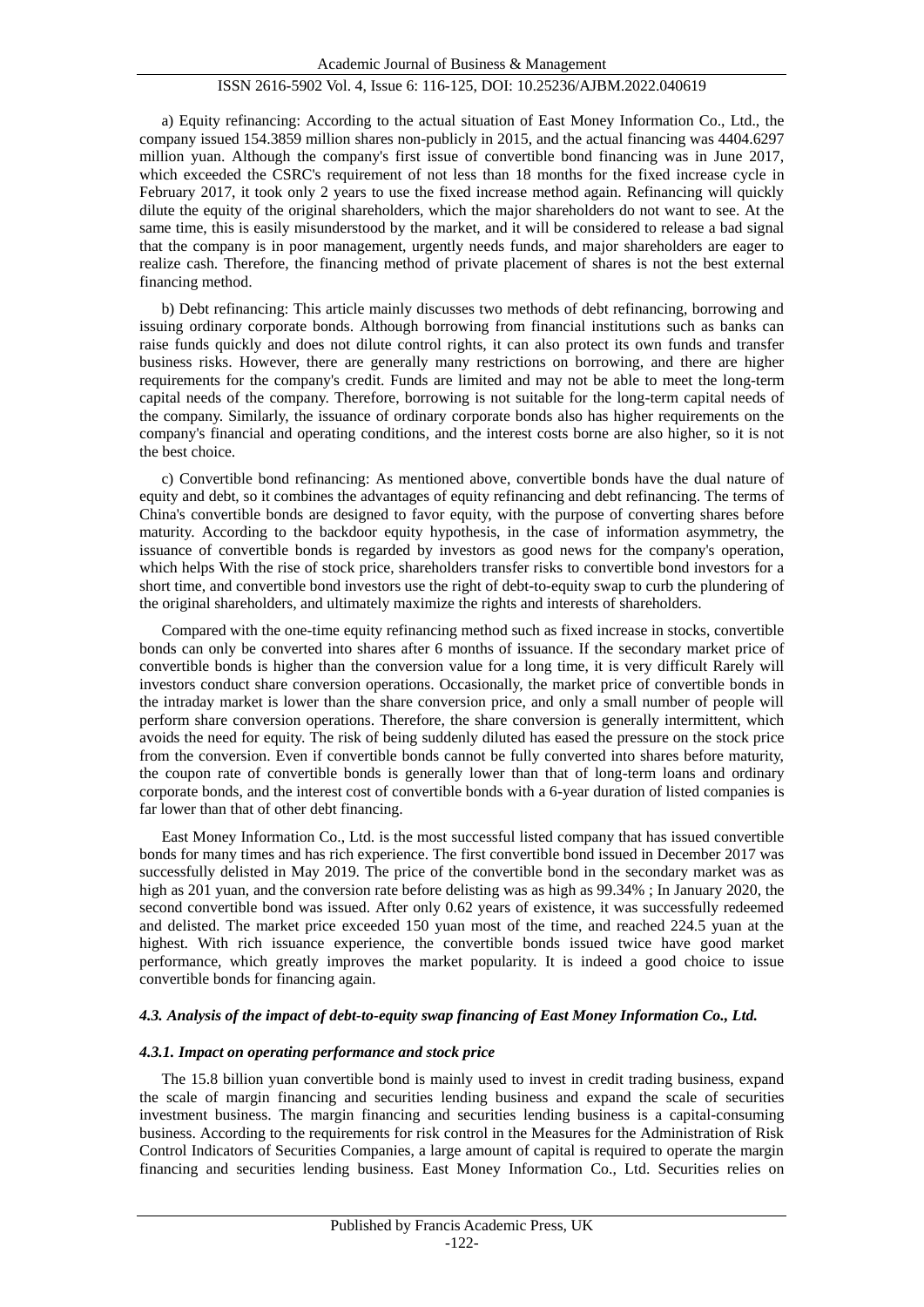a) Equity refinancing: According to the actual situation of East Money Information Co., Ltd., the company issued 154.3859 million shares non-publicly in 2015, and the actual financing was 4404.6297 million yuan. Although the company's first issue of convertible bond financing was in June 2017, which exceeded the CSRC's requirement of not less than 18 months for the fixed increase cycle in February 2017, it took only 2 years to use the fixed increase method again. Refinancing will quickly dilute the equity of the original shareholders, which the major shareholders do not want to see. At the same time, this is easily misunderstood by the market, and it will be considered to release a bad signal that the company is in poor management, urgently needs funds, and major shareholders are eager to realize cash. Therefore, the financing method of private placement of shares is not the best external financing method.

b) Debt refinancing: This article mainly discusses two methods of debt refinancing, borrowing and issuing ordinary corporate bonds. Although borrowing from financial institutions such as banks can raise funds quickly and does not dilute control rights, it can also protect its own funds and transfer business risks. However, there are generally many restrictions on borrowing, and there are higher requirements for the company's credit. Funds are limited and may not be able to meet the long-term capital needs of the company. Therefore, borrowing is not suitable for the long-term capital needs of the company. Similarly, the issuance of ordinary corporate bonds also has higher requirements on the company's financial and operating conditions, and the interest costs borne are also higher, so it is not the best choice.

c) Convertible bond refinancing: As mentioned above, convertible bonds have the dual nature of equity and debt, so it combines the advantages of equity refinancing and debt refinancing. The terms of China's convertible bonds are designed to favor equity, with the purpose of converting shares before maturity. According to the backdoor equity hypothesis, in the case of information asymmetry, the issuance of convertible bonds is regarded by investors as good news for the company's operation, which helps With the rise of stock price, shareholders transfer risks to convertible bond investors for a short time, and convertible bond investors use the right of debt-to-equity swap to curb the plundering of the original shareholders, and ultimately maximize the rights and interests of shareholders.

Compared with the one-time equity refinancing method such as fixed increase in stocks, convertible bonds can only be converted into shares after 6 months of issuance. If the secondary market price of convertible bonds is higher than the conversion value for a long time, it is very difficult Rarely will investors conduct share conversion operations. Occasionally, the market price of convertible bonds in the intraday market is lower than the share conversion price, and only a small number of people will perform share conversion operations. Therefore, the share conversion is generally intermittent, which avoids the need for equity. The risk of being suddenly diluted has eased the pressure on the stock price from the conversion. Even if convertible bonds cannot be fully converted into shares before maturity, the coupon rate of convertible bonds is generally lower than that of long-term loans and ordinary corporate bonds, and the interest cost of convertible bonds with a 6-year duration of listed companies is far lower than that of other debt financing.

East Money Information Co., Ltd. is the most successful listed company that has issued convertible bonds for many times and has rich experience. The first convertible bond issued in December 2017 was successfully delisted in May 2019. The price of the convertible bond in the secondary market was as high as 201 yuan, and the conversion rate before delisting was as high as 99.34% ; In January 2020, the second convertible bond was issued. After only 0.62 years of existence, it was successfully redeemed and delisted. The market price exceeded 150 yuan most of the time, and reached 224.5 yuan at the highest. With rich issuance experience, the convertible bonds issued twice have good market performance, which greatly improves the market popularity. It is indeed a good choice to issue convertible bonds for financing again.

### *4.3. Analysis of the impact of debt-to-equity swap financing of East Money Information Co., Ltd.*

#### *4.3.1. Impact on operating performance and stock price*

The 15.8 billion yuan convertible bond is mainly used to invest in credit trading business, expand the scale of margin financing and securities lending business and expand the scale of securities investment business. The margin financing and securities lending business is a capital-consuming business. According to the requirements for risk control in the Measures for the Administration of Risk Control Indicators of Securities Companies, a large amount of capital is required to operate the margin financing and securities lending business. East Money Information Co., Ltd. Securities relies on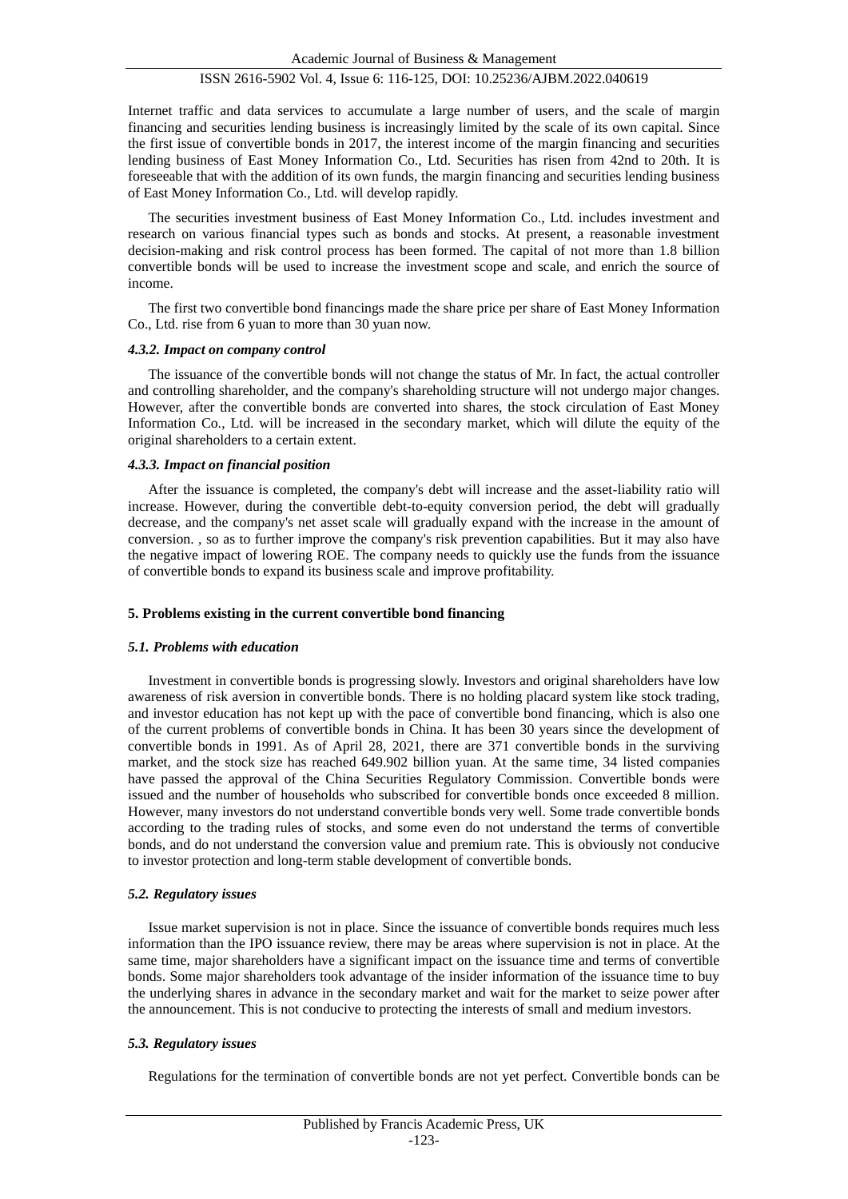Internet traffic and data services to accumulate a large number of users, and the scale of margin financing and securities lending business is increasingly limited by the scale of its own capital. Since the first issue of convertible bonds in 2017, the interest income of the margin financing and securities lending business of East Money Information Co., Ltd. Securities has risen from 42nd to 20th. It is foreseeable that with the addition of its own funds, the margin financing and securities lending business of East Money Information Co., Ltd. will develop rapidly.

The securities investment business of East Money Information Co., Ltd. includes investment and research on various financial types such as bonds and stocks. At present, a reasonable investment decision-making and risk control process has been formed. The capital of not more than 1.8 billion convertible bonds will be used to increase the investment scope and scale, and enrich the source of income.

The first two convertible bond financings made the share price per share of East Money Information Co., Ltd. rise from 6 yuan to more than 30 yuan now.

#### *4.3.2. Impact on company control*

The issuance of the convertible bonds will not change the status of Mr. In fact, the actual controller and controlling shareholder, and the company's shareholding structure will not undergo major changes. However, after the convertible bonds are converted into shares, the stock circulation of East Money Information Co., Ltd. will be increased in the secondary market, which will dilute the equity of the original shareholders to a certain extent.

#### *4.3.3. Impact on financial position*

After the issuance is completed, the company's debt will increase and the asset-liability ratio will increase. However, during the convertible debt-to-equity conversion period, the debt will gradually decrease, and the company's net asset scale will gradually expand with the increase in the amount of conversion. , so as to further improve the company's risk prevention capabilities. But it may also have the negative impact of lowering ROE. The company needs to quickly use the funds from the issuance of convertible bonds to expand its business scale and improve profitability.

## 5. Problems existing in the current convertible bond financing

### *5.1. Problems with education*

Investment in convertible bonds is progressing slowly. Investors and original shareholders have low awareness of risk aversion in convertible bonds. There is no holding placard system like stock trading, and investor education has not kept up with the pace of convertible bond financing, which is also one of the current problems of convertible bonds in China. It has been 30 years since the development of convertible bonds in 1991. As of April 28, 2021, there are 371 convertible bonds in the surviving market, and the stock size has reached 649.902 billion yuan. At the same time, 34 listed companies have passed the approval of the China Securities Regulatory Commission. Convertible bonds were issued and the number of households who subscribed for convertible bonds once exceeded 8 million. However, many investors do not understand convertible bonds very well. Some trade convertible bonds according to the trading rules of stocks, and some even do not understand the terms of convertible bonds, and do not understand the conversion value and premium rate. This is obviously not conducive to investor protection and long-term stable development of convertible bonds.

### *5.2. Regulatory issues*

Issue market supervision is not in place. Since the issuance of convertible bonds requires much less information than the IPO issuance review, there may be areas where supervision is not in place. At the same time, major shareholders have a significant impact on the issuance time and terms of convertible bonds. Some major shareholders took advantage of the insider information of the issuance time to buy the underlying shares in advance in the secondary market and wait for the market to seize power after the announcement. This is not conducive to protecting the interests of small and medium investors.

### *5.3. Regulatory issues*

Regulations for the termination of convertible bonds are not yet perfect. Convertible bonds can be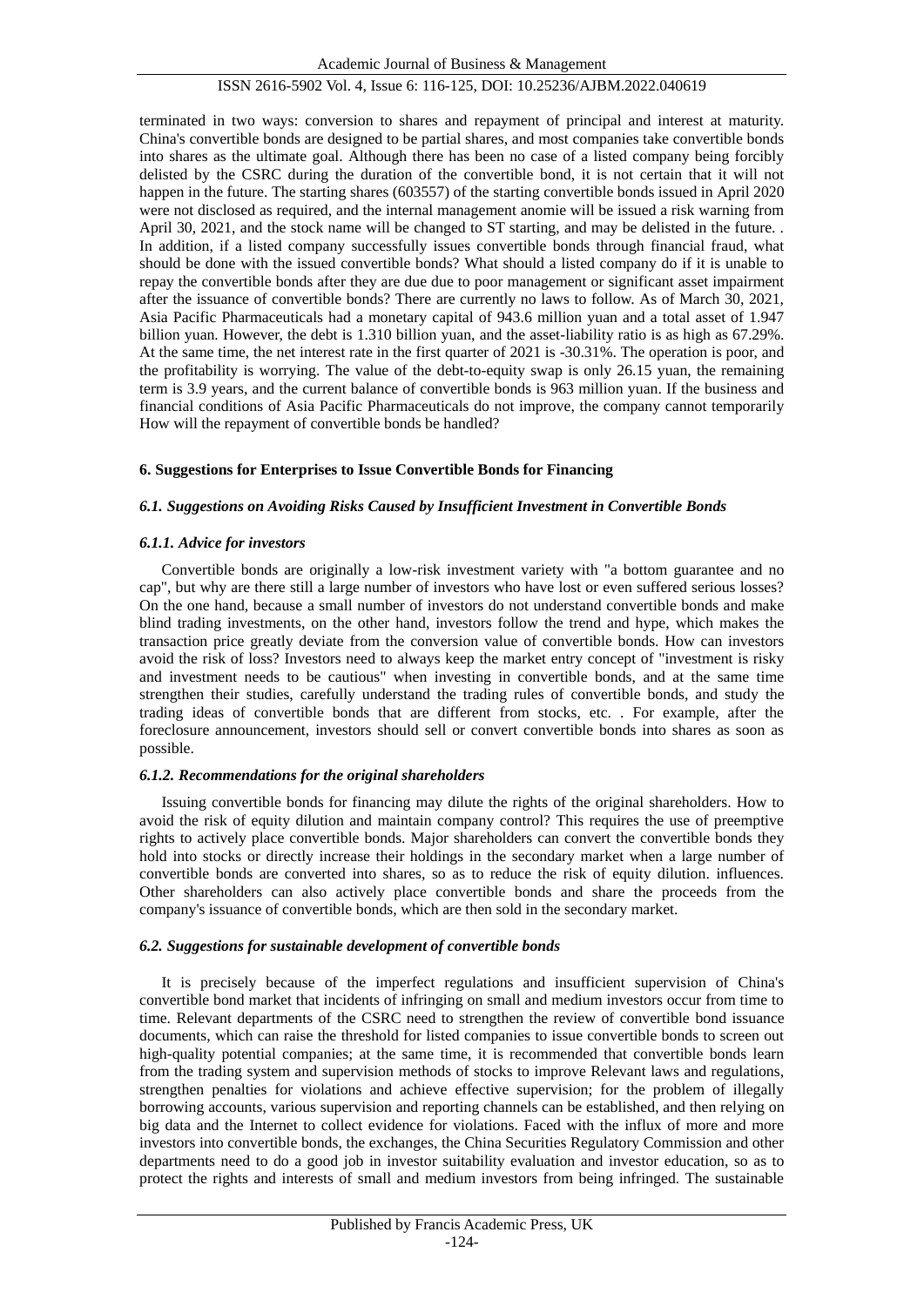terminated in two ways: conversion to shares and repayment of principal and interest at maturity. China's convertible bonds are designed to be partial shares, and most companies take convertible bonds into shares as the ultimate goal. Although there has been no case of a listed company being forcibly delisted by the CSRC during the duration of the convertible bond, it is not certain that it will not happen in the future. The starting shares (603557) of the starting convertible bonds issued in April 2020 were not disclosed as required, and the internal management anomie will be issued a risk warning from April 30, 2021, and the stock name will be changed to ST starting, and may be delisted in the future. . In addition, if a listed company successfully issues convertible bonds through financial fraud, what should be done with the issued convertible bonds? What should a listed company do if it is unable to repay the convertible bonds after they are due due to poor management or significant asset impairment after the issuance of convertible bonds? There are currently no laws to follow. As of March 30, 2021, Asia Pacific Pharmaceuticals had a monetary capital of 943.6 million yuan and a total asset of 1.947 billion yuan. However, the debt is 1.310 billion yuan, and the asset-liability ratio is as high as 67.29%. At the same time, the net interest rate in the first quarter of 2021 is -30.31%. The operation is poor, and the profitability is worrying. The value of the debt-to-equity swap is only 26.15 yuan, the remaining term is 3.9 years, and the current balance of convertible bonds is 963 million yuan. If the business and financial conditions of Asia Pacific Pharmaceuticals do not improve, the company cannot temporarily How will the repayment of convertible bonds be handled?

## 6. Suggestions for Enterprises to Issue Convertible Bonds for Financing

### *6.1. Suggestions on Avoiding Risks Caused by Insufficient Investment in Convertible Bonds*

#### *6.1.1. Advice for investors*

Convertible bonds are originally a low-risk investment variety with "a bottom guarantee and no cap", but why are there still a large number of investors who have lost or even suffered serious losses? On the one hand, because a small number of investors do not understand convertible bonds and make blind trading investments, on the other hand, investors follow the trend and hype, which makes the transaction price greatly deviate from the conversion value of convertible bonds. How can investors avoid the risk of loss? Investors need to always keep the market entry concept of "investment is risky and investment needs to be cautious" when investing in convertible bonds, and at the same time strengthen their studies, carefully understand the trading rules of convertible bonds, and study the trading ideas of convertible bonds that are different from stocks, etc. . For example, after the foreclosure announcement, investors should sell or convert convertible bonds into shares as soon as possible.

#### *6.1.2. Recommendations for the original shareholders*

Issuing convertible bonds for financing may dilute the rights of the original shareholders. How to avoid the risk of equity dilution and maintain company control? This requires the use of preemptive rights to actively place convertible bonds. Major shareholders can convert the convertible bonds they hold into stocks or directly increase their holdings in the secondary market when a large number of convertible bonds are converted into shares, so as to reduce the risk of equity dilution. influences. Other shareholders can also actively place convertible bonds and share the proceeds from the company's issuance of convertible bonds, which are then sold in the secondary market.

### *6.2. Suggestions for sustainable development of convertible bonds*

It is precisely because of the imperfect regulations and insufficient supervision of China's convertible bond market that incidents of infringing on small and medium investors occur from time to time. Relevant departments of the CSRC need to strengthen the review of convertible bond issuance documents, which can raise the threshold for listed companies to issue convertible bonds to screen out high-quality potential companies; at the same time, it is recommended that convertible bonds learn from the trading system and supervision methods of stocks to improve Relevant laws and regulations, strengthen penalties for violations and achieve effective supervision; for the problem of illegally borrowing accounts, various supervision and reporting channels can be established, and then relying on big data and the Internet to collect evidence for violations. Faced with the influx of more and more investors into convertible bonds, the exchanges, the China Securities Regulatory Commission and other departments need to do a good job in investor suitability evaluation and investor education, so as to protect the rights and interests of small and medium investors from being infringed. The sustainable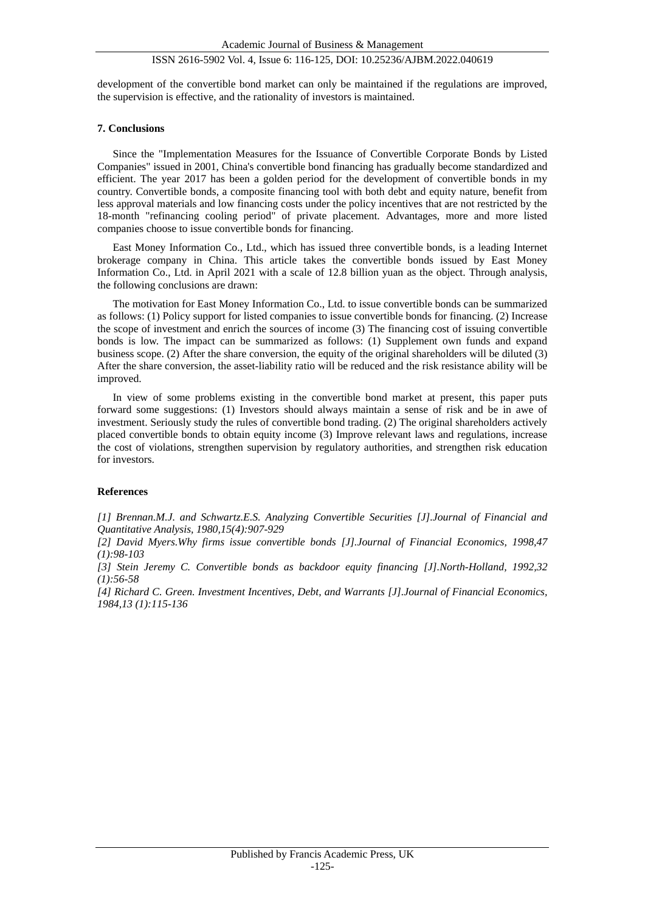development of the convertible bond market can only be maintained if the regulations are improved, the supervision is effective, and the rationality of investors is maintained.

## 7. Conclusions

Since the "Implementation Measures for the Issuance of Convertible Corporate Bonds by Listed Companies" issued in 2001, China's convertible bond financing has gradually become standardized and efficient. The year 2017 has been a golden period for the development of convertible bonds in my country. Convertible bonds, a composite financing tool with both debt and equity nature, benefit from less approval materials and low financing costs under the policy incentives that are not restricted by the 18-month "refinancing cooling period" of private placement. Advantages, more and more listed companies choose to issue convertible bonds for financing.

East Money Information Co., Ltd., which has issued three convertible bonds, is a leading Internet brokerage company in China. This article takes the convertible bonds issued by East Money Information Co., Ltd. in April 2021 with a scale of 12.8 billion yuan as the object. Through analysis, the following conclusions are drawn:

The motivation for East Money Information Co., Ltd. to issue convertible bonds can be summarized as follows: (1) Policy support for listed companies to issue convertible bonds for financing. (2) Increase the scope of investment and enrich the sources of income (3) The financing cost of issuing convertible bonds is low. The impact can be summarized as follows: (1) Supplement own funds and expand business scope. (2) After the share conversion, the equity of the original shareholders will be diluted (3) After the share conversion, the asset-liability ratio will be reduced and the risk resistance ability will be improved.

In view of some problems existing in the convertible bond market at present, this paper puts forward some suggestions: (1) Investors should always maintain a sense of risk and be in awe of investment. Seriously study the rules of convertible bond trading. (2) The original shareholders actively placed convertible bonds to obtain equity income (3) Improve relevant laws and regulations, increase the cost of violations, strengthen supervision by regulatory authorities, and strengthen risk education for investors.

## References

*[1] Brennan.M.J. and Schwartz.E.S. Analyzing Convertible Securities [J].Journal of Financial and Quantitative Analysis, 1980,15(4):907-929*

*[2] David Myers.Why firms issue convertible bonds [J].Journal of Financial Economics, 1998,47 (1):98-103*

*[3] Stein Jeremy C. Convertible bonds as backdoor equity financing [J].North-Holland, 1992,32 (1):56-58*

*[4] Richard C. Green. Investment Incentives, Debt, and Warrants [J].Journal of Financial Economics, 1984,13 (1):115-136*